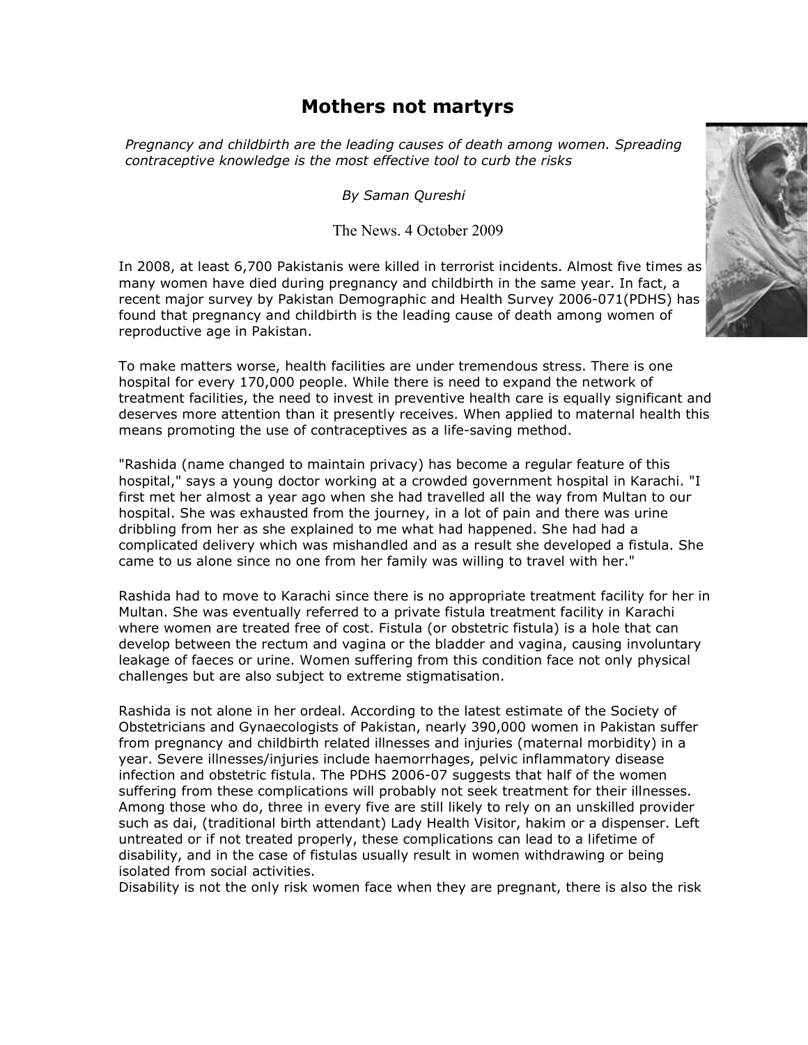# Mothers not martyrs

*Pregnancy and childbirth are the leading causes of death among women. Spreading contraceptive knowledge is the most effective tool to curb the risks*

*By Saman Qureshi*

The News. 4 October 2009

In 2008, at least 6,700 Pakistanis were killed in terrorist incidents. Almost five times as many women have died during pregnancy and childbirth in the same year. In fact, a recent major survey by Pakistan Demographic and Health Survey 2006-071(PDHS) has found that pregnancy and childbirth is the leading cause of death among women of reproductive age in Pakistan.

To make matters worse, health facilities are under tremendous stress. There is one hospital for every 170,000 people. While there is need to expand the network of treatment facilities, the need to invest in preventive health care is equally significant and deserves more attention than it presently receives. When applied to maternal health this means promoting the use of contraceptives as a life-saving method.

"Rashida (name changed to maintain privacy) has become a regular feature of this hospital," says a young doctor working at a crowded government hospital in Karachi. "I first met her almost a year ago when she had travelled all the way from Multan to our hospital. She was exhausted from the journey, in a lot of pain and there was urine dribbling from her as she explained to me what had happened. She had had a complicated delivery which was mishandled and as a result she developed a fistula. She came to us alone since no one from her family was willing to travel with her."

Rashida had to move to Karachi since there is no appropriate treatment facility for her in Multan. She was eventually referred to a private fistula treatment facility in Karachi where women are treated free of cost. Fistula (or obstetric fistula) is a hole that can develop between the rectum and vagina or the bladder and vagina, causing involuntary leakage of faeces or urine. Women suffering from this condition face not only physical challenges but are also subject to extreme stigmatisation.

Rashida is not alone in her ordeal. According to the latest estimate of the Society of Obstetricians and Gynaecologists of Pakistan, nearly 390,000 women in Pakistan suffer from pregnancy and childbirth related illnesses and injuries (maternal morbidity) in a year. Severe illnesses/injuries include haemorrhages, pelvic inflammatory disease infection and obstetric fistula. The PDHS 2006-07 suggests that half of the women suffering from these complications will probably not seek treatment for their illnesses. Among those who do, three in every five are still likely to rely on an unskilled provider such as dai, (traditional birth attendant) Lady Health Visitor, hakim or a dispenser. Left untreated or if not treated properly, these complications can lead to a lifetime of disability, and in the case of fistulas usually result in women withdrawing or being isolated from social activities.

Disability is not the only risk women face when they are pregnant, there is also the risk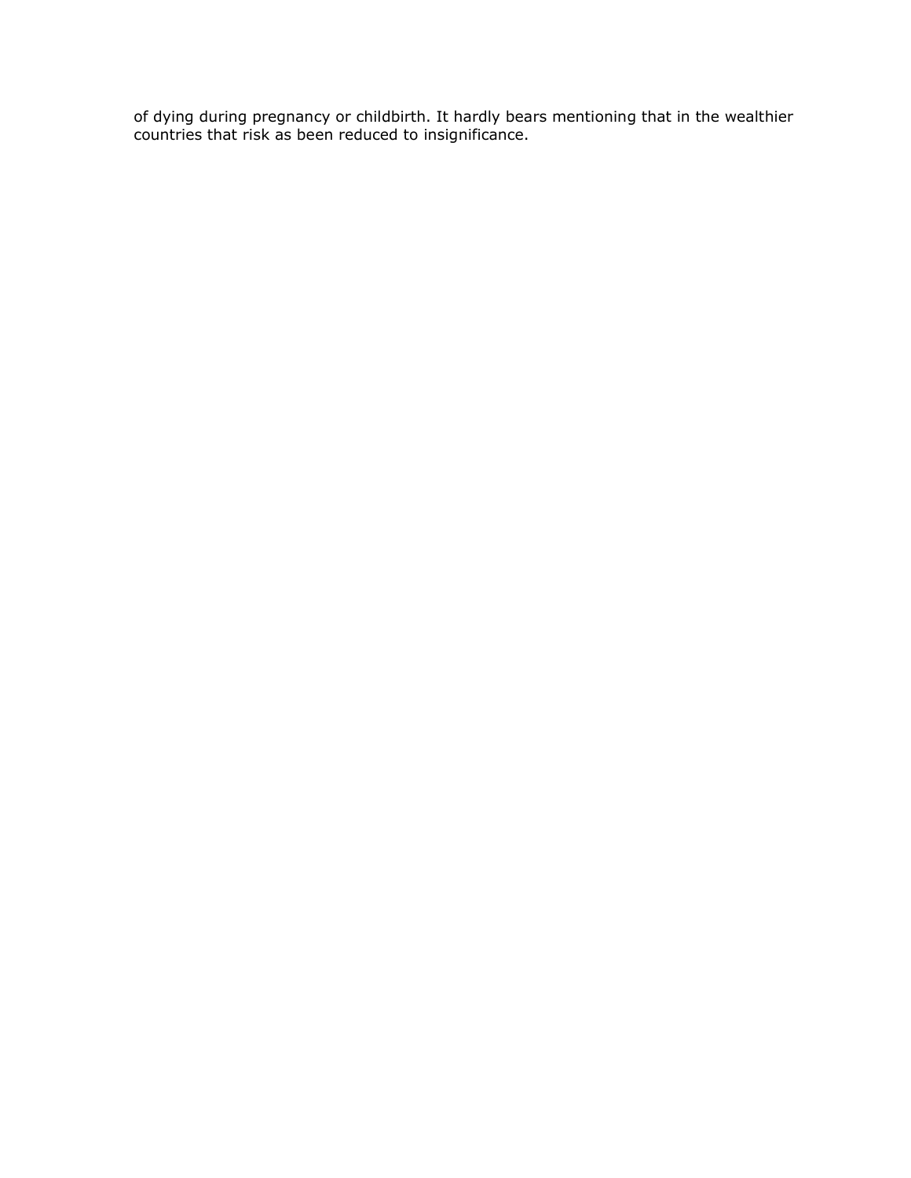of dying during pregnancy or childbirth. It hardly bears mentioning that in the wealthier countries that risk as been reduced to insignificance.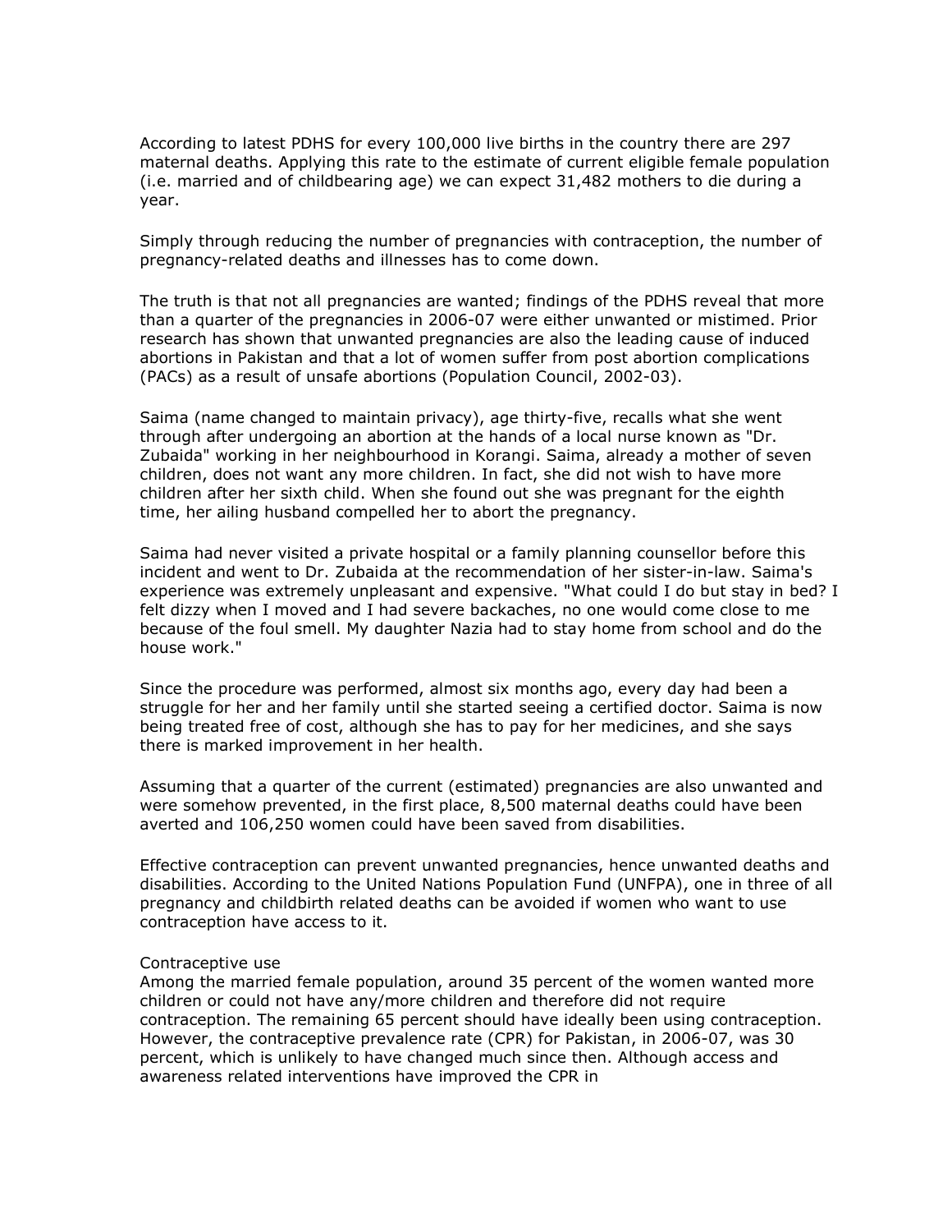According to latest PDHS for every 100,000 live births in the country there are 297 maternal deaths. Applying this rate to the estimate of current eligible female population (i.e. married and of childbearing age) we can expect 31,482 mothers to die during a year.

Simply through reducing the number of pregnancies with contraception, the number of pregnancy-related deaths and illnesses has to come down.

The truth is that not all pregnancies are wanted; findings of the PDHS reveal that more than a quarter of the pregnancies in 2006-07 were either unwanted or mistimed. Prior research has shown that unwanted pregnancies are also the leading cause of induced abortions in Pakistan and that a lot of women suffer from post abortion complications (PACs) as a result of unsafe abortions (Population Council, 2002-03).

Saima (name changed to maintain privacy), age thirty-five, recalls what she went through after undergoing an abortion at the hands of a local nurse known as "Dr. Zubaida" working in her neighbourhood in Korangi. Saima, already a mother of seven children, does not want any more children. In fact, she did not wish to have more children after her sixth child. When she found out she was pregnant for the eighth time, her ailing husband compelled her to abort the pregnancy.

Saima had never visited a private hospital or a family planning counsellor before this incident and went to Dr. Zubaida at the recommendation of her sister-in-law. Saima's experience was extremely unpleasant and expensive. "What could I do but stay in bed? I felt dizzy when I moved and I had severe backaches, no one would come close to me because of the foul smell. My daughter Nazia had to stay home from school and do the house work."

Since the procedure was performed, almost six months ago, every day had been a struggle for her and her family until she started seeing a certified doctor. Saima is now being treated free of cost, although she has to pay for her medicines, and she says there is marked improvement in her health.

Assuming that a quarter of the current (estimated) pregnancies are also unwanted and were somehow prevented, in the first place, 8,500 maternal deaths could have been averted and 106,250 women could have been saved from disabilities.

Effective contraception can prevent unwanted pregnancies, hence unwanted deaths and disabilities. According to the United Nations Population Fund (UNFPA), one in three of all pregnancy and childbirth related deaths can be avoided if women who want to use contraception have access to it.

Contraceptive use

Among the married female population, around 35 percent of the women wanted more children or could not have any/more children and therefore did not require contraception. The remaining 65 percent should have ideally been using contraception. However, the contraceptive prevalence rate (CPR) for Pakistan, in 2006-07, was 30 percent, which is unlikely to have changed much since then. Although access and awareness related interventions have improved the CPR in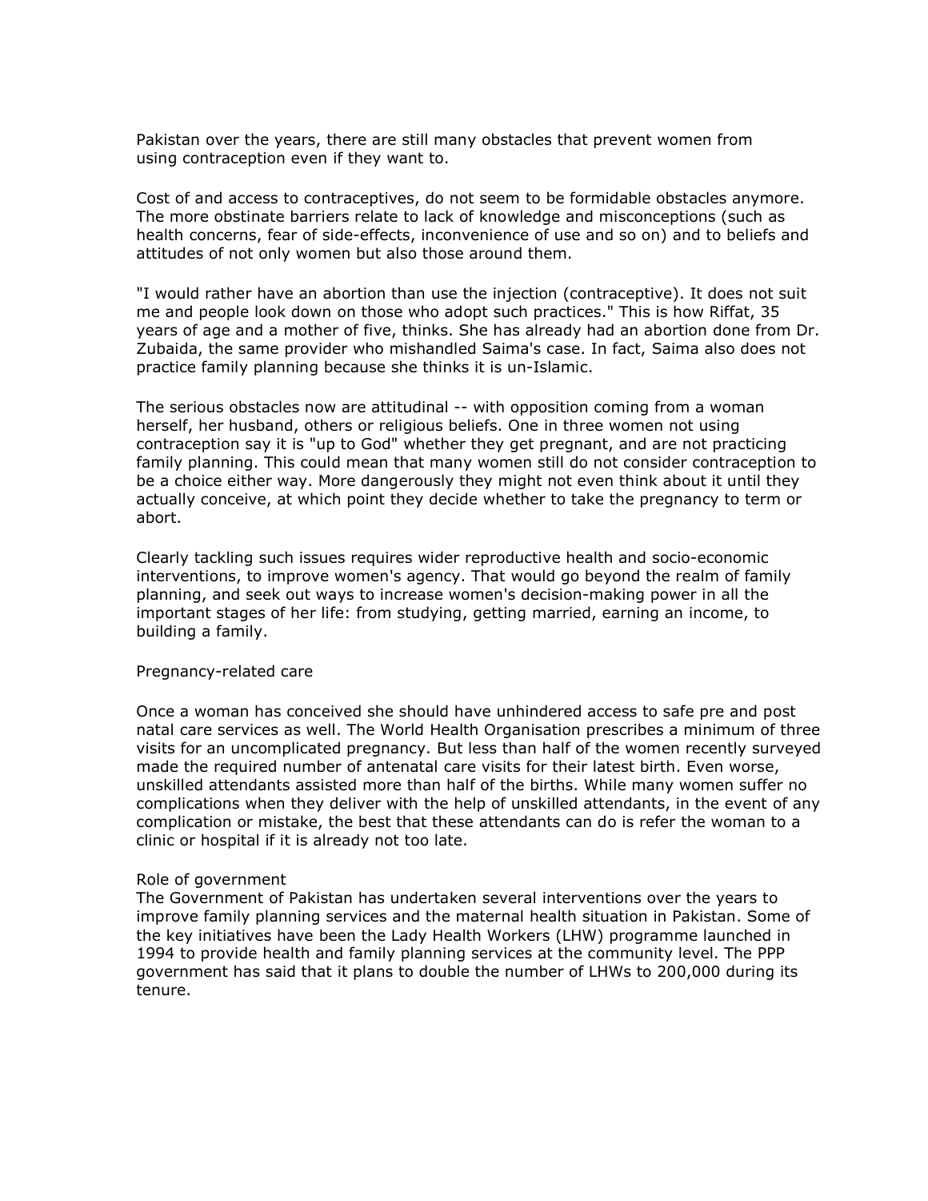Pakistan over the years, there are still many obstacles that prevent women from using contraception even if they want to.

Cost of and access to contraceptives, do not seem to be formidable obstacles anymore. The more obstinate barriers relate to lack of knowledge and misconceptions (such as health concerns, fear of side-effects, inconvenience of use and so on) and to beliefs and attitudes of not only women but also those around them.

"I would rather have an abortion than use the injection (contraceptive). It does not suit me and people look down on those who adopt such practices." This is how Riffat, 35 years of age and a mother of five, thinks. She has already had an abortion done from Dr. Zubaida, the same provider who mishandled Saima's case. In fact, Saima also does not practice family planning because she thinks it is un-Islamic.

The serious obstacles now are attitudinal -- with opposition coming from a woman herself, her husband, others or religious beliefs. One in three women not using contraception say it is "up to God" whether they get pregnant, and are not practicing family planning. This could mean that many women still do not consider contraception to be a choice either way. More dangerously they might not even think about it until they actually conceive, at which point they decide whether to take the pregnancy to term or abort.

Clearly tackling such issues requires wider reproductive health and socio-economic interventions, to improve women's agency. That would go beyond the realm of family planning, and seek out ways to increase women's decision-making power in all the important stages of her life: from studying, getting married, earning an income, to building a family.

Pregnancy-related care

Once a woman has conceived she should have unhindered access to safe pre and post natal care services as well. The World Health Organisation prescribes a minimum of three visits for an uncomplicated pregnancy. But less than half of the women recently surveyed made the required number of antenatal care visits for their latest birth. Even worse, unskilled attendants assisted more than half of the births. While many women suffer no complications when they deliver with the help of unskilled attendants, in the event of any complication or mistake, the best that these attendants can do is refer the woman to a clinic or hospital if it is already not too late.

Role of government

The Government of Pakistan has undertaken several interventions over the years to improve family planning services and the maternal health situation in Pakistan. Some of the key initiatives have been the Lady Health Workers (LHW) programme launched in 1994 to provide health and family planning services at the community level. The PPP government has said that it plans to double the number of LHWs to 200,000 during its tenure.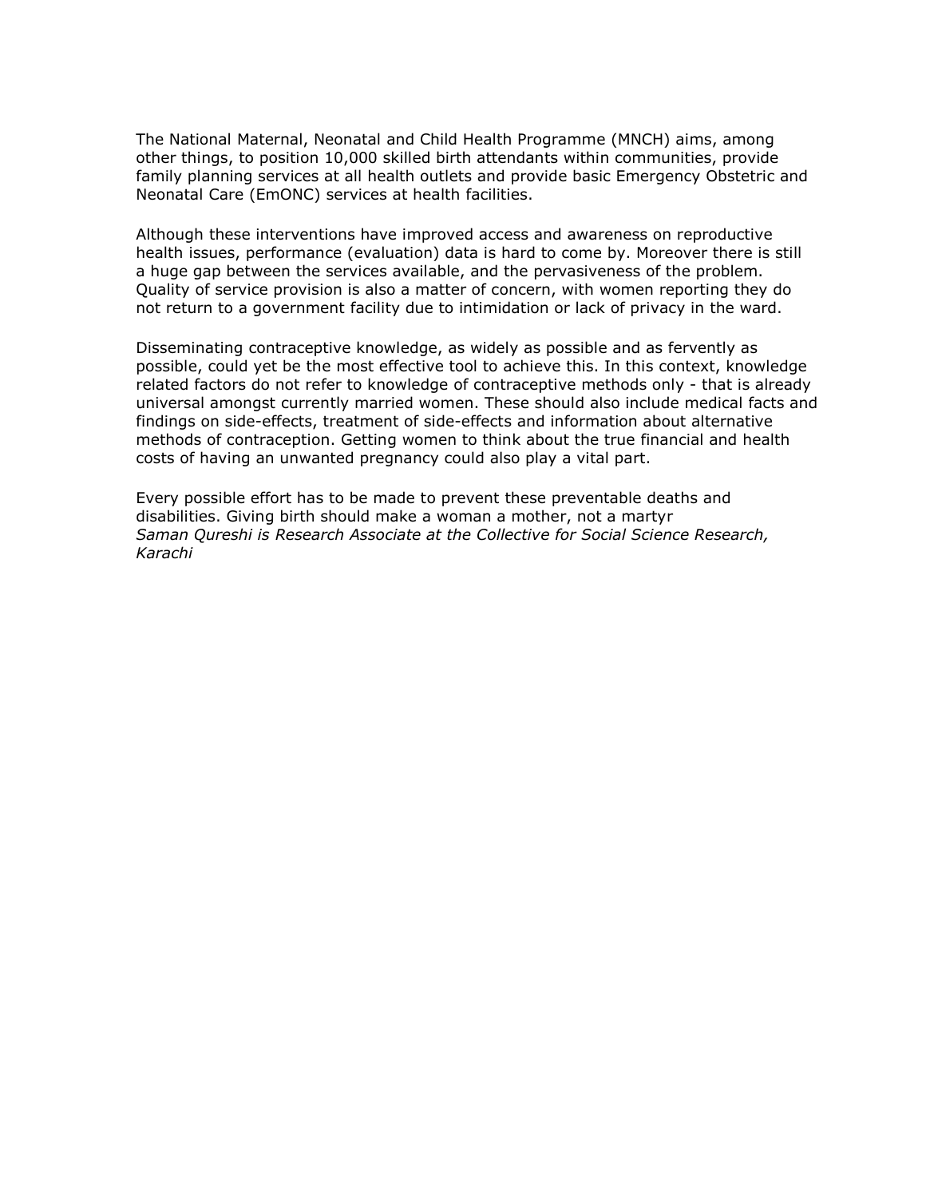The National Maternal, Neonatal and Child Health Programme (MNCH) aims, among other things, to position 10,000 skilled birth attendants within communities, provide family planning services at all health outlets and provide basic Emergency Obstetric and Neonatal Care (EmONC) services at health facilities.

Although these interventions have improved access and awareness on reproductive health issues, performance (evaluation) data is hard to come by. Moreover there is still a huge gap between the services available, and the pervasiveness of the problem. Quality of service provision is also a matter of concern, with women reporting they do not return to a government facility due to intimidation or lack of privacy in the ward.

Disseminating contraceptive knowledge, as widely as possible and as fervently as possible, could yet be the most effective tool to achieve this. In this context, knowledge related factors do not refer to knowledge of contraceptive methods only - that is already universal amongst currently married women. These should also include medical facts and findings on side-effects, treatment of side-effects and information about alternative methods of contraception. Getting women to think about the true financial and health costs of having an unwanted pregnancy could also play a vital part.

Every possible effort has to be made to prevent these preventable deaths and disabilities. Giving birth should make a woman a mother, not a martyr

*Saman Qureshi is Research Associate at the Collective for Social Science Research, Karachi*